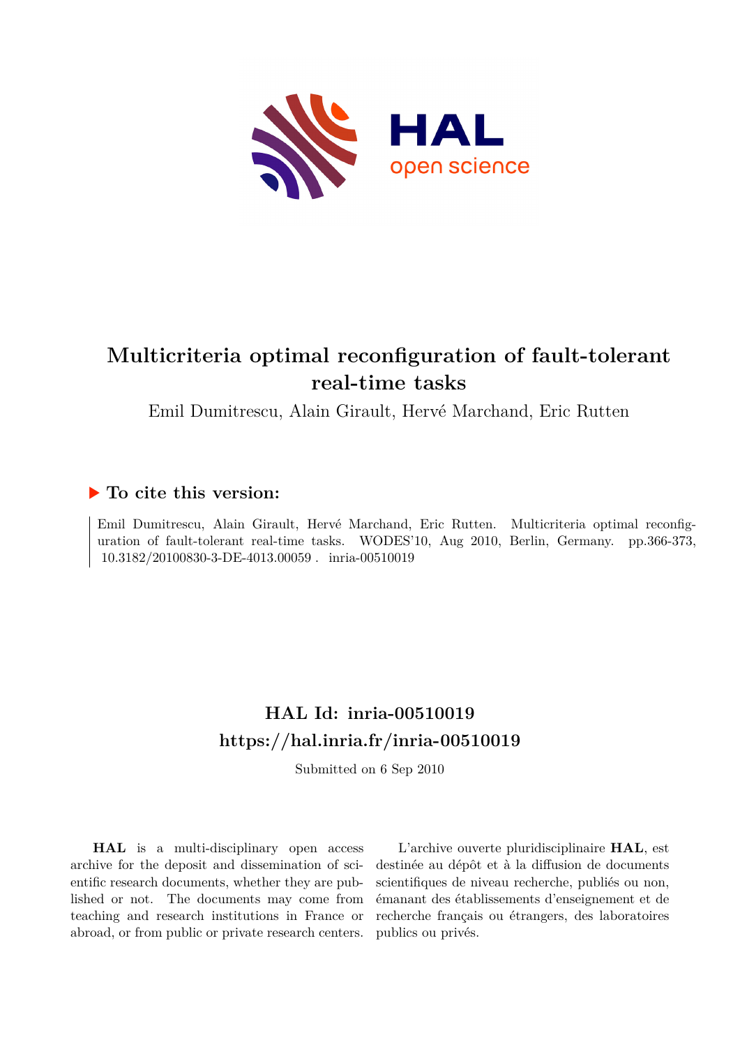# Multicriteria optimal reconfiguration of fault-tolerant real-time tasks

Emil Dumitrescu, Alain Girault, Hervé Marchand, Eric Rutten

## ▶ To cite this version:

Emil Dumitrescu, Alain Girault, Hervé Marchand, Eric Rutten. Multicriteria optimal reconfiguration of fault-tolerant real-time tasks. WODES'10, Aug 2010, Berlin, Germany. pp.366-373, 10.3182/20100830-3-DE-4013.00059 . inria-00510019

## HAL Id: inria-00510019
## https://hal.inria.fr/inria-00510019

Submitted on 6 Sep 2010

**HAL** is a multi-disciplinary open access archive for the deposit and dissemination of scientific research documents, whether they are published or not. The documents may come from teaching and research institutions in France or abroad, or from public or private research centers.

L'archive ouverte pluridisciplinaire **HAL**, est destinée au dépôt et à la diffusion de documents scientifiques de niveau recherche, publiés ou non, émanant des établissements d'enseignement et de recherche français ou étrangers, des laboratoires publics ou privés.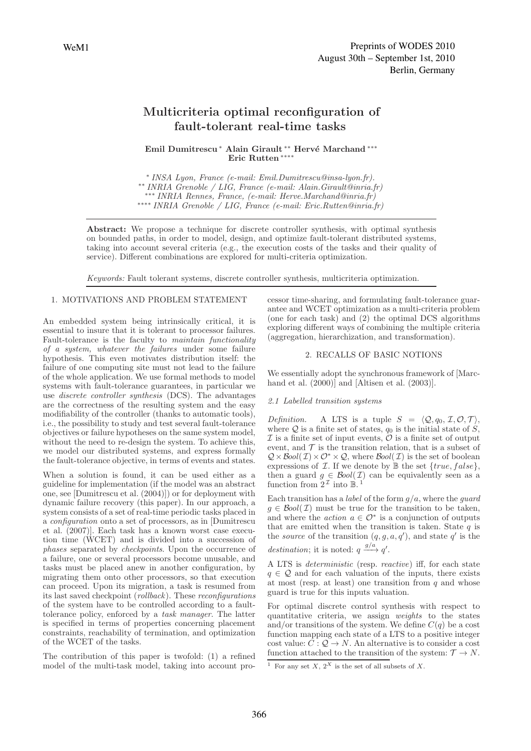# Multicriteria optimal reconfiguration of fault-tolerant real-time tasks

**Emil Dumitrescu** [*] **Alain Girault** [**] **Hervé Marchand** [***] **Eric Rutten** [****]

[*] *INSA Lyon, France (e-mail: Emil.Dumitrescu@insa-lyon.fr).*
[**] *INRIA Grenoble / LIG, France (e-mail: Alain.Girault@inria.fr)*
[***] *INRIA Rennes, France, (e-mail: Herve.Marchand@inria.fr)*
[****] *INRIA Grenoble / LIG, France (e-mail: Eric.Rutten@inria.fr)*

**Abstract:** We propose a technique for discrete controller synthesis, with optimal synthesis on bounded paths, in order to model, design, and optimize fault-tolerant distributed systems, taking into account several criteria (e.g., the execution costs of the tasks and their quality of service). Different combinations are explored for multi-criteria optimization.

*Keywords:* Fault tolerant systems, discrete controller synthesis, multicriteria optimization.

## 1. MOTIVATIONS AND PROBLEM STATEMENT

An embedded system being intrinsically critical, it is essential to insure that it is tolerant to processor failures. Fault-tolerance is the faculty to *maintain functionality of a system, whatever the failures* under some failure hypothesis. This even motivates distribution itself: the failure of one computing site must not lead to the failure of the whole application. We use formal methods to model systems with fault-tolerance guarantees, in particular we use *discrete controller synthesis* (DCS). The advantages are the correctness of the resulting system and the easy modifiability of the controller (thanks to automatic tools), i.e., the possibility to study and test several fault-tolerance objectives or failure hypotheses on the same system model, without the need to re-design the system. To achieve this, we model our distributed systems, and express formally the fault-tolerance objective, in terms of events and states.

When a solution is found, it can be used either as a guideline for implementation (if the model was an abstract one, see [Dumitrescu et al. (2004)]) or for deployment with dynamic failure recovery (this paper). In our approach, a system consists of a set of real-time periodic tasks placed in a *configuration* onto a set of processors, as in [Dumitrescu et al. (2007)]. Each task has a known worst case execution time (WCET) and is divided into a succession of *phases* separated by *checkpoints*. Upon the occurrence of a failure, one or several processors become unusable, and tasks must be placed anew in another configuration, by migrating them onto other processors, so that execution can proceed. Upon its migration, a task is resumed from its last saved checkpoint (*rollback*). These *reconfigurations* of the system have to be controlled according to a fault-tolerance policy, enforced by a *task manager*. The latter is specified in terms of properties concerning placement constraints, reachability of termination, and optimization of the WCET of the tasks.

The contribution of this paper is twofold: (1) a refined model of the multi-task model, taking into account processor time-sharing, and formulating fault-tolerance guarantee and WCET optimization as a multi-criteria problem (one for each task) and (2) the optimal DCS algorithms exploring different ways of combining the multiple criteria (aggregation, hierarchization, and transformation).

## 2. RECALLS OF BASIC NOTIONS

We essentially adopt the synchronous framework of [Marchand et al. (2000)] and [Altisen et al. (2003)].

### 2.1 Labelled transition systems

*Definition.* A LTS is a tuple $S = \langle \mathcal{Q}, q_0, \mathcal{I}, \mathcal{O}, \mathcal{T} \rangle$, where $\mathcal{Q}$ is a finite set of states, $q_0$ is the initial state of $S$, $\mathcal{I}$ is a finite set of input events, $\mathcal{O}$ is a finite set of output event, and $\mathcal{T}$ is the transition relation, that is a subset of $\mathcal{Q} \times \mathcal{B}ool(\mathcal{I}) \times \mathcal{O}^* \times \mathcal{Q}$, where $\mathcal{B}ool(\mathcal{I})$ is the set of boolean expressions of $\mathcal{I}$. If we denote by $\mathbb{B}$ the set $\{true, false\}$, then a guard $g \in \mathcal{B}ool(\mathcal{I})$ can be equivalently seen as a function from $2^{\mathcal{I}}$ into $\mathbb{B}$. [1]

Each transition has a *label* of the form $g/a$, where the *guard* $g \in \mathcal{B}ool(\mathcal{I})$ must be true for the transition to be taken, and where the *action* $a \in \mathcal{O}^*$ is a conjunction of outputs that are emitted when the transition is taken. State $q$ is the *source* of the transition $(q, g, a, q')$, and state $q'$ is the *destination*; it is noted: $q \xrightarrow{g/a} q'$.

A LTS is *deterministic* (resp. *reactive*) iff, for each state $q \in \mathcal{Q}$ and for each valuation of the inputs, there exists at most (resp. at least) one transition from $q$ and whose guard is true for this inputs valuation.

For optimal discrete control synthesis with respect to quantitative criteria, we assign *weights* to the states and/or transitions of the system. We define $C(q)$ be a cost function mapping each state of a LTS to a positive integer cost value: $C : \mathcal{Q} \to N$. An alternative is to consider a cost function attached to the transition of the system: $\mathcal{T} \to N$.

[1] For any set $X$, $2^X$ is the set of all subsets of $X$.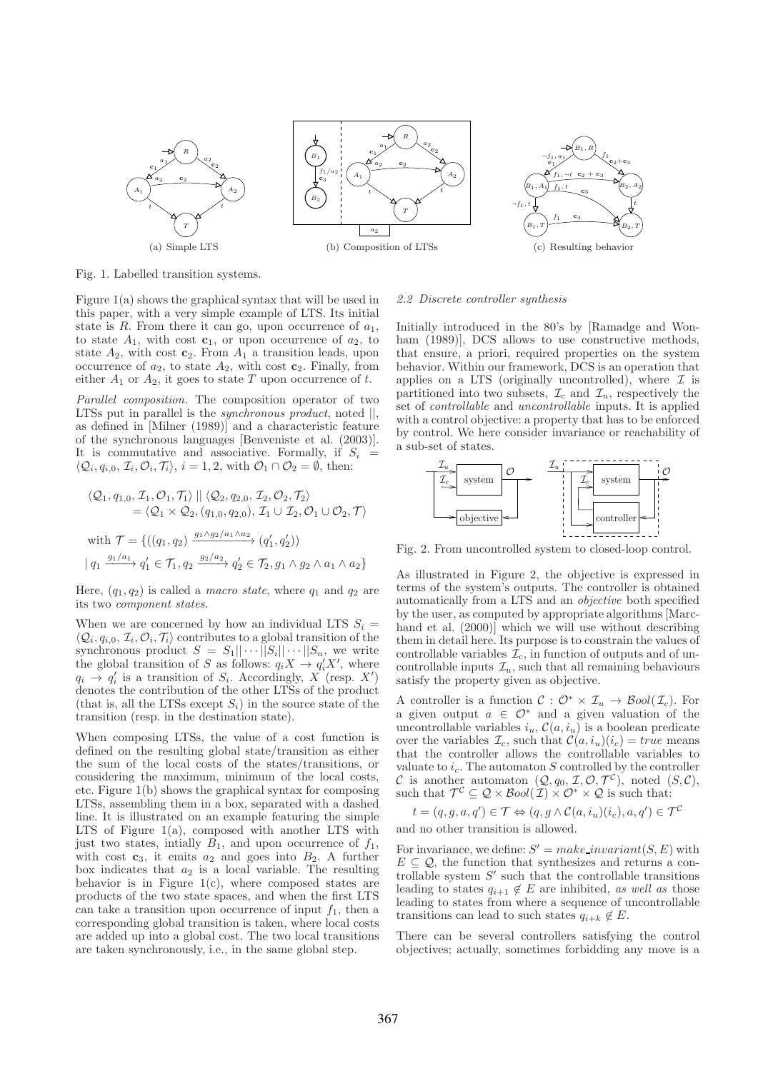(a) Simple LTS

(b) Composition of LTSs

(c) Resulting behavior

Fig. 1. Labelled transition systems.

Figure 1(a) shows the graphical syntax that will be used in this paper, with a very simple example of LTS. Its initial state is $R$. From there it can go, upon occurrence of $a_1$, to state $A_1$, with cost $\mathbf{c}_1$, or upon occurrence of $a_2$, to state $A_2$, with cost $\mathbf{c}_2$. From $A_1$ a transition leads, upon occurrence of $a_2$, to state $A_2$, with cost $\mathbf{c}_2$. Finally, from either $A_1$ or $A_2$, it goes to state $T$ upon occurrence of $t$.

*Parallel composition.* The composition operator of two LTSs put in parallel is the *synchronous product*, noted $||$, as defined in [Milner (1989)] and a characteristic feature of the synchronous languages [Benveniste et al. (2003)]. It is commutative and associative. Formally, if $S_i = \langle \mathcal{Q}_i, q_{i,0}, \mathcal{I}_i, \mathcal{O}_i, \mathcal{T}_i \rangle$, $i = 1, 2$, with $\mathcal{O}_1 \cap \mathcal{O}_2 = \emptyset$, then:

$$\langle \mathcal{Q}_1, q_{1,0}, \mathcal{I}_1, \mathcal{O}_1, \mathcal{T}_1 \rangle \mid\mid \langle \mathcal{Q}_2, q_{2,0}, \mathcal{I}_2, \mathcal{O}_2, \mathcal{T}_2 \rangle = \langle \mathcal{Q}_1 \times \mathcal{Q}_2, (q_{1,0}, q_{2,0}), \mathcal{I}_1 \cup \mathcal{I}_2, \mathcal{O}_1 \cup \mathcal{O}_2, \mathcal{T} \rangle$$

$$\text{with } \mathcal{T} = \{((q_1, q_2) \xrightarrow{g_1 \wedge g_2 / a_1 \wedge a_2} (q_1', q_2')) \mid q_1 \xrightarrow{g_1/a_1} q_1' \in \mathcal{T}_1, q_2 \xrightarrow{g_2/a_2} q_2' \in \mathcal{T}_2, g_1 \wedge g_2 \wedge a_1 \wedge a_2\}$$

Here, $(q_1, q_2)$ is called a *macro state*, where $q_1$ and $q_2$ are its two *component states*.

When we are concerned by how an individual LTS $S_i = \langle \mathcal{Q}_i, q_{i,0}, \mathcal{I}_i, \mathcal{O}_i, \mathcal{T}_i \rangle$ contributes to a global transition of the synchronous product $S = S_1 || \cdots || S_i || \cdots || S_n$, we write the global transition of $S$ as follows: $q_i X \rightarrow q_i' X'$, where $q_i \rightarrow q_i'$ is a transition of $S_i$. Accordingly, $X$ (resp. $X'$) denotes the contribution of the other LTSs of the product (that is, all the LTSs except $S_i$) in the source state of the transition (resp. in the destination state).

When composing LTSs, the value of a cost function is defined on the resulting global state/transition as either the sum of the local costs of the states/transitions, or considering the maximum, minimum of the local costs, etc. Figure 1(b) shows the graphical syntax for composing LTSs, assembling them in a box, separated with a dashed line. It is illustrated on an example featuring the simple LTS of Figure 1(a), composed with another LTS with just two states, intially $B_1$, and upon occurrence of $f_1$, with cost $\mathbf{c}_3$, it emits $a_2$ and goes into $B_2$. A further box indicates that $a_2$ is a local variable. The resulting behavior is in Figure 1(c), where composed states are products of the two state spaces, and when the first LTS can take a transition upon occurrence of input $f_1$, then a corresponding global transition is taken, where local costs are added up into a global cost. The two local transitions are taken synchronously, i.e., in the same global step.

### 2.2 Discrete controller synthesis

Initially introduced in the 80's by [Ramadge and Wonham (1989)], DCS allows to use constructive methods, that ensure, a priori, required properties on the system behavior. Within our framework, DCS is an operation that applies on a LTS (originally uncontrolled), where $\mathcal{I}$ is partitioned into two subsets, $\mathcal{I}_c$ and $\mathcal{I}_u$, respectively the set of *controllable* and *uncontrollable* inputs. It is applied with a control objective: a property that has to be enforced by control. We here consider invariance or reachability of a sub-set of states.

Fig. 2. From uncontrolled system to closed-loop control.

As illustrated in Figure 2, the objective is expressed in terms of the system's outputs. The controller is obtained automatically from a LTS and an *objective* both specified by the user, as computed by appropriate algorithms [Marchand et al. (2000)] which we will use without describing them in detail here. Its purpose is to constrain the values of controllable variables $\mathcal{I}_c$, in function of outputs and of uncontrollable inputs $\mathcal{I}_u$, such that all remaining behaviours satisfy the property given as objective.

A controller is a function $\mathcal{C} : \mathcal{O}^* \times \mathcal{I}_u \rightarrow \mathcal{B}ool(\mathcal{I}_c)$. For a given output $a \in \mathcal{O}^*$ and a given valuation of the uncontrollable variables $i_u$, $\mathcal{C}(a, i_u)$ is a boolean predicate over the variables $\mathcal{I}_c$, such that $\mathcal{C}(a, i_u)(i_c) = true$ means that the controller allows the controllable variables to valuate to $i_c$. The automaton $S$ controlled by the controller $\mathcal{C}$ is another automaton $(\mathcal{Q}, q_0, \mathcal{I}, \mathcal{O}, \mathcal{T}^{\mathcal{C}})$, noted $(S, \mathcal{C})$, such that $\mathcal{T}^{\mathcal{C}} \subseteq \mathcal{Q} \times \mathcal{B}ool(\mathcal{I}) \times \mathcal{O}^* \times \mathcal{Q}$ is such that:

$$t = (q, g, a, q') \in \mathcal{T} \Leftrightarrow (q, g \wedge \mathcal{C}(a, i_u)(i_c), a, q') \in \mathcal{T}^{\mathcal{C}}$$

and no other transition is allowed.

For invariance, we define: $S' = make\_invariant(S, E)$ with $E \subseteq \mathcal{Q}$, the function that synthesizes and returns a controllable system $S'$ such that the controllable transitions leading to states $q_{i+1} \notin E$ are inhibited, *as well as* those leading to states from where a sequence of uncontrollable transitions can lead to such states $q_{i+k} \notin E$.

There can be several controllers satisfying the control objectives; actually, sometimes forbidding any move is a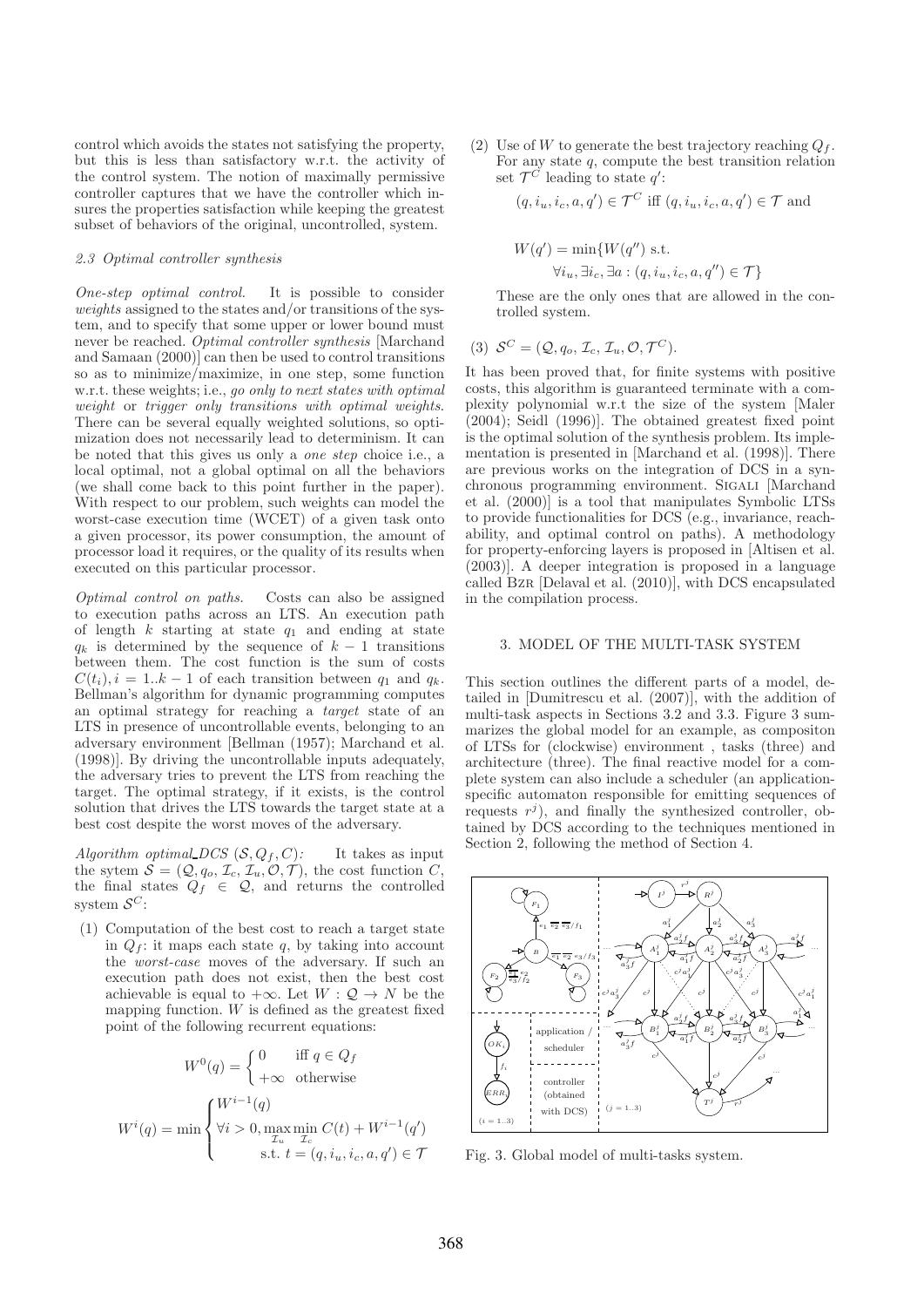control which avoids the states not satisfying the property, but this is less than satisfactory w.r.t. the activity of the control system. The notion of maximally permissive controller captures that we have the controller which insures the properties satisfaction while keeping the greatest subset of behaviors of the original, uncontrolled, system.

### 2.3 Optimal controller synthesis

*One-step optimal control.* It is possible to consider *weights* assigned to the states and/or transitions of the system, and to specify that some upper or lower bound must never be reached. *Optimal controller synthesis* [Marchand and Samaan (2000)] can then be used to control transitions so as to minimize/maximize, in one step, some function w.r.t. these weights; i.e., *go only to next states with optimal weight* or *trigger only transitions with optimal weights*. There can be several equally weighted solutions, so optimization does not necessarily lead to determinism. It can be noted that this gives us only a *one step* choice i.e., a local optimal, not a global optimal on all the behaviors (we shall come back to this point further in the paper). With respect to our problem, such weights can model the worst-case execution time (WCET) of a given task onto a given processor, its power consumption, the amount of processor load it requires, or the quality of its results when executed on this particular processor.

*Optimal control on paths.* Costs can also be assigned to execution paths across an LTS. An execution path of length $k$ starting at state $q_1$ and ending at state $q_k$ is determined by the sequence of $k-1$ transitions between them. The cost function is the sum of costs $C(t_i), i = 1..k-1$ of each transition between $q_1$ and $q_k$. Bellman's algorithm for dynamic programming computes an optimal strategy for reaching a *target* state of an LTS in presence of uncontrollable events, belonging to an adversary environment [Bellman (1957); Marchand et al. (1998)]. By driving the uncontrollable inputs adequately, the adversary tries to prevent the LTS from reaching the target. The optimal strategy, if it exists, is the control solution that drives the LTS towards the target state at a best cost despite the worst moves of the adversary.

*Algorithm optimal_DCS $(\mathcal{S}, Q_f, C)$:* It takes as input the sytem $\mathcal{S} = (\mathcal{Q}, q_o, \mathcal{I}_c, \mathcal{I}_u, \mathcal{O}, \mathcal{T})$, the cost function $C$, the final states $Q_f \in \mathcal{Q}$, and returns the controlled system $\mathcal{S}^C$:

(1) Computation of the best cost to reach a target state in $Q_f$: it maps each state $q$, by taking into account the *worst-case* moves of the adversary. If such an execution path does not exist, then the best cost achievable is equal to $+\infty$. Let $W : \mathcal{Q} \to N$ be the mapping function. $W$ is defined as the greatest fixed point of the following recurrent equations:

$$W^0(q) = \begin{cases} 0 & \text{iff } q \in Q_f \\ +\infty & \text{otherwise} \end{cases}$$

$$W^i(q) = \min \begin{cases} W^{i-1}(q) \\ \forall i > 0, \max\limits_{\mathcal{I}_u} \min\limits_{\mathcal{I}_c} C(t) + W^{i-1}(q') \\ \quad \text{s.t. } t = (q, i_u, i_c, a, q') \in \mathcal{T} \end{cases}$$

(2) Use of $W$ to generate the best trajectory reaching $Q_f$. For any state $q$, compute the best transition relation set $\mathcal{T}^C$ leading to state $q'$:

$$(q, i_u, i_c, a, q') \in \mathcal{T}^C \text{ iff } (q, i_u, i_c, a, q') \in \mathcal{T} \text{ and}$$

$$W(q') = \min\{W(q'') \text{ s.t. } \forall i_u, \exists i_c, \exists a : (q, i_u, i_c, a, q'') \in \mathcal{T}\}$$

These are the only ones that are allowed in the controlled system.

(3) $\mathcal{S}^C = (\mathcal{Q}, q_o, \mathcal{I}_c, \mathcal{I}_u, \mathcal{O}, \mathcal{T}^C)$.

It has been proved that, for finite systems with positive costs, this algorithm is guaranteed terminate with a complexity polynomial w.r.t the size of the system [Maler (2004); Seidl (1996)]. The obtained greatest fixed point is the optimal solution of the synthesis problem. Its implementation is presented in [Marchand et al. (1998)]. There are previous works on the integration of DCS in a synchronous programming environment. SIGALI [Marchand et al. (2000)] is a tool that manipulates Symbolic LTSs to provide functionalities for DCS (e.g., invariance, reachability, and optimal control on paths). A methodology for property-enforcing layers is proposed in [Altisen et al. (2003)]. A deeper integration is proposed in a language called BZR [Delaval et al. (2010)], with DCS encapsulated in the compilation process.

## 3. MODEL OF THE MULTI-TASK SYSTEM

This section outlines the different parts of a model, detailed in [Dumitrescu et al. (2007)], with the addition of multi-task aspects in Sections 3.2 and 3.3. Figure 3 summarizes the global model for an example, as compositon of LTSs for (clockwise) environment , tasks (three) and architecture (three). The final reactive model for a complete system can also include a scheduler (an application-specific automaton responsible for emitting sequences of requests $r^j$), and finally the synthesized controller, obtained by DCS according to the techniques mentioned in Section 2, following the method of Section 4.

Fig. 3. Global model of multi-tasks system.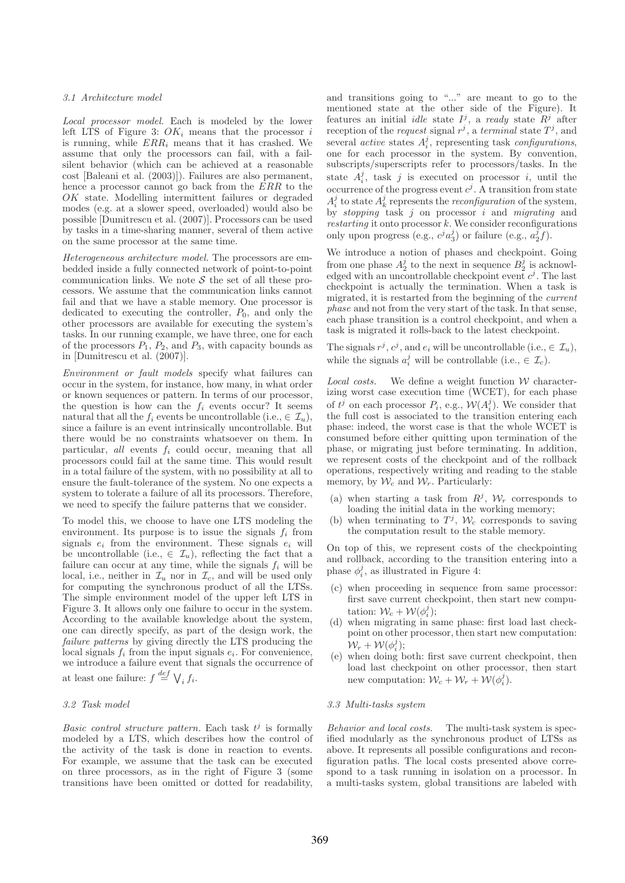### 3.1 Architecture model

*Local processor model.* Each is modeled by the lower left LTS of Figure 3: $OK_i$ means that the processor $i$ is running, while $ERR_i$ means that it has crashed. We assume that only the processors can fail, with a fail-silent behavior (which can be achieved at a reasonable cost [Baleani et al. (2003)]). Failures are also permanent, hence a processor cannot go back from the $ERR$ to the $OK$ state. Modelling intermittent failures or degraded modes (e.g. at a slower speed, overloaded) would also be possible [Dumitrescu et al. (2007)]. Processors can be used by tasks in a time-sharing manner, several of them active on the same processor at the same time.

*Heterogeneous architecture model.* The processors are embedded inside a fully connected network of point-to-point communication links. We note $\mathcal{S}$ the set of all these processors. We assume that the communication links cannot fail and that we have a stable memory. One processor is dedicated to executing the controller, $P_0$, and only the other processors are available for executing the system's tasks. In our running example, we have three, one for each of the processors $P_1$, $P_2$, and $P_3$, with capacity bounds as in [Dumitrescu et al. (2007)].

*Environment or fault models* specify what failures can occur in the system, for instance, how many, in what order or known sequences or pattern. In terms of our processor, the question is how can the $f_i$ events occur? It seems natural that all the $f_i$ events be uncontrollable (i.e., $\in \mathcal{I}_u$), since a failure is an event intrinsically uncontrollable. But there would be no constraints whatsoever on them. In particular, *all* events $f_i$ could occur, meaning that all processors could fail at the same time. This would result in a total failure of the system, with no possibility at all to ensure the fault-tolerance of the system. No one expects a system to tolerate a failure of all its processors. Therefore, we need to specify the failure patterns that we consider.

To model this, we choose to have one LTS modeling the environment. Its purpose is to issue the signals $f_i$ from signals $e_i$ from the environment. These signals $e_i$ will be uncontrollable (i.e., $\in \mathcal{I}_u$), reflecting the fact that a failure can occur at any time, while the signals $f_i$ will be local, i.e., neither in $\mathcal{I}_u$ nor in $\mathcal{I}_c$, and will be used only for computing the synchronous product of all the LTSs. The simple environment model of the upper left LTS in Figure 3. It allows only one failure to occur in the system. According to the available knowledge about the system, one can directly specify, as part of the design work, the *failure patterns* by giving directly the LTS producing the local signals $f_i$ from the input signals $e_i$. For convenience, we introduce a failure event that signals the occurrence of at least one failure: $f \stackrel{def}{=} \bigvee_i f_i$.

### 3.2 Task model

*Basic control structure pattern.* Each task $t^j$ is formally modeled by a LTS, which describes how the control of the activity of the task is done in reaction to events. For example, we assume that the task can be executed on three processors, as in the right of Figure 3 (some transitions have been omitted or dotted for readability, and transitions going to "..." are meant to go to the mentioned state at the other side of the Figure). It features an initial *idle* state $I^j$, a *ready* state $R^j$ after reception of the *request* signal $r^j$, a *terminal* state $T^j$, and several *active* states $A_i^j$, representing task *configurations*, one for each processor in the system. By convention, subscripts/superscripts refer to processors/tasks. In the state $A_i^j$, task $j$ is executed on processor $i$, until the occurrence of the progress event $c^j$. A transition from state $A_i^j$ to state $A_k^j$ represents the *reconfiguration* of the system, by *stopping* task $j$ on processor $i$ and *migrating* and *restarting* it onto processor $k$. We consider reconfigurations only upon progress (e.g., $c^j a_3^j$) or failure (e.g., $a_2^j f$).

We introduce a notion of phases and checkpoint. Going from one phase $A_2^j$ to the next in sequence $B_2^j$ is acknowledged with an uncontrollable checkpoint event $c^j$. The last checkpoint is actually the termination. When a task is migrated, it is restarted from the beginning of the *current phase* and not from the very start of the task. In that sense, each phase transition is a control checkpoint, and when a task is migrated it rolls-back to the latest checkpoint.

The signals $r^j$, $c^j$, and $e_i$ will be uncontrollable (i.e., $\in \mathcal{I}_u$), while the signals $a_i^j$ will be controllable (i.e., $\in \mathcal{I}_c$).

*Local costs.* We define a weight function $\mathcal{W}$ characterizing worst case execution time (WCET), for each phase of $t^j$ on each processor $P_i$, e.g., $\mathcal{W}(A_i^j)$. We consider that the full cost is associated to the transition entering each phase: indeed, the worst case is that the whole WCET is consumed before either quitting upon termination of the phase, or migrating just before terminating. In addition, we represent costs of the checkpoint and of the rollback operations, respectively writing and reading to the stable memory, by $\mathcal{W}_c$ and $\mathcal{W}_r$. Particularly:

(a) when starting a task from $R^j$, $\mathcal{W}_r$ corresponds to loading the initial data in the working memory;
(b) when terminating to $T^j$, $\mathcal{W}_c$ corresponds to saving the computation result to the stable memory.

On top of this, we represent costs of the checkpointing and rollback, according to the transition entering into a phase $\phi_i^j$, as illustrated in Figure 4:

(c) when proceeding in sequence from same processor: first save current checkpoint, then start new computation: $\mathcal{W}_c + \mathcal{W}(\phi_i^j)$;
(d) when migrating in same phase: first load last checkpoint on other processor, then start new computation: $\mathcal{W}_r + \mathcal{W}(\phi_i^j)$;
(e) when doing both: first save current checkpoint, then load last checkpoint on other processor, then start new computation: $\mathcal{W}_c + \mathcal{W}_r + \mathcal{W}(\phi_i^j)$.

### 3.3 Multi-tasks system

*Behavior and local costs.* The multi-task system is specified modularly as the synchronous product of LTSs as above. It represents all possible configurations and reconfiguration paths. The local costs presented above correspond to a task running in isolation on a processor. In a multi-tasks system, global transitions are labeled with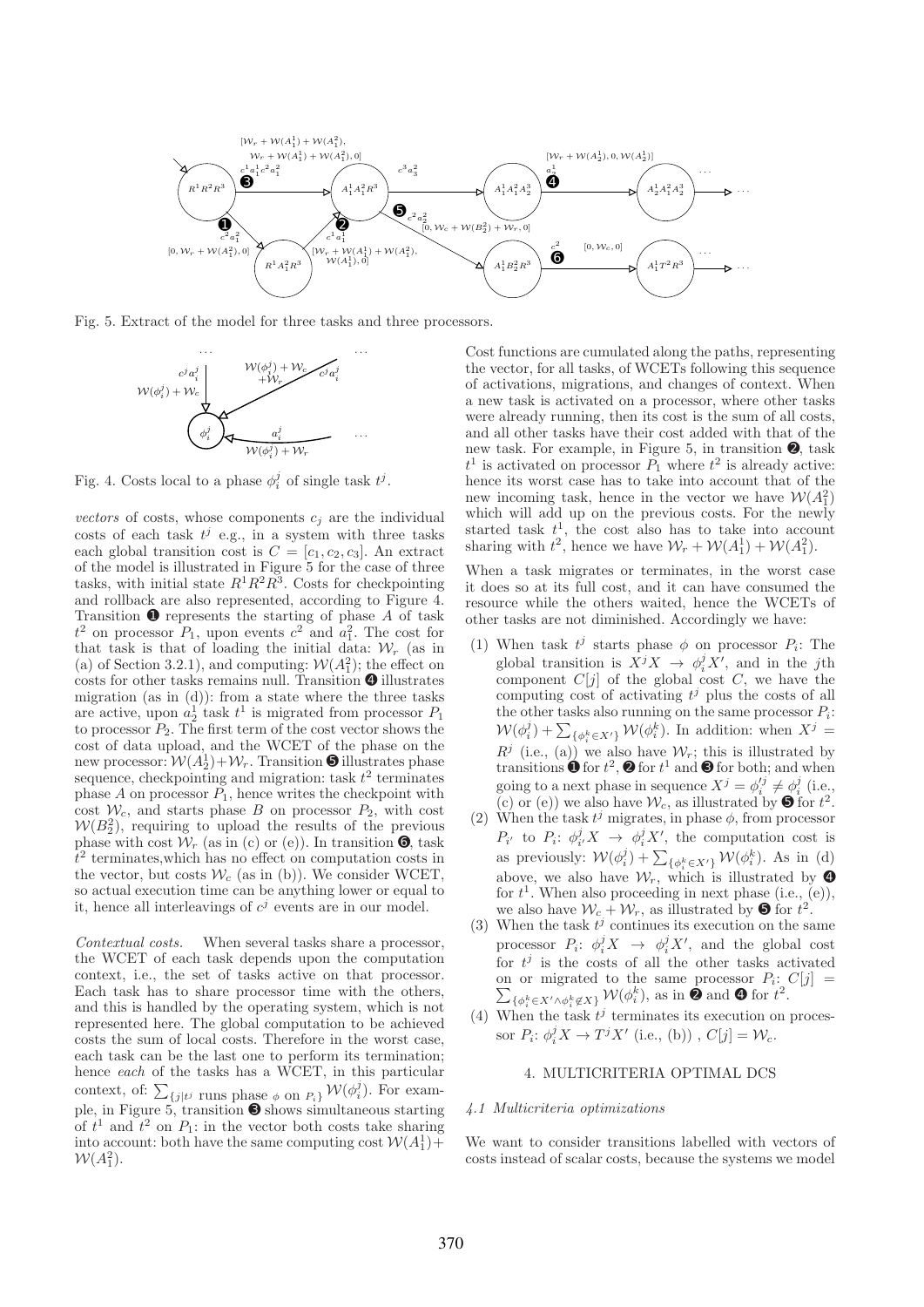Fig. 5. Extract of the model for three tasks and three processors.

Fig. 4. Costs local to a phase $\phi_i^j$ of single task $t^j$.

*vectors* of costs, whose components $c_j$ are the individual costs of each task $t^j$ e.g., in a system with three tasks each global transition cost is $C = [c_1, c_2, c_3]$. An extract of the model is illustrated in Figure 5 for the case of three tasks, with initial state $R^1R^2R^3$. Costs for checkpointing and rollback are also represented, according to Figure 4. Transition ❶ represents the starting of phase $A$ of task $t^2$ on processor $P_1$, upon events $c^2$ and $a_1^2$. The cost for that task is that of loading the initial data: $\mathcal{W}_r$ (as in (a) of Section 3.2.1), and computing: $\mathcal{W}(A_1^2)$; the effect on costs for other tasks remains null. Transition ❹ illustrates migration (as in (d)): from a state where the three tasks are active, upon $a_2^1$ task $t^1$ is migrated from processor $P_1$ to processor $P_2$. The first term of the cost vector shows the cost of data upload, and the WCET of the phase on the new processor: $\mathcal{W}(A_2^1)+\mathcal{W}_r$. Transition ❺ illustrates phase sequence, checkpointing and migration: task $t^2$ terminates phase $A$ on processor $P_1$, hence writes the checkpoint with cost $\mathcal{W}_c$, and starts phase $B$ on processor $P_2$, with cost $\mathcal{W}(B_2^2)$, requiring to upload the results of the previous phase with cost $\mathcal{W}_r$ (as in (c) or (e)). In transition ❻, task $t^2$ terminates, which has no effect on computation costs in the vector, but costs $\mathcal{W}_c$ (as in (b)). We consider WCET, so actual execution time can be anything lower or equal to it, hence all interleavings of $c^j$ events are in our model.

*Contextual costs.* When several tasks share a processor, the WCET of each task depends upon the computation context, i.e., the set of tasks active on that processor. Each task has to share processor time with the others, and this is handled by the operating system, which is not represented here. The global computation to be achieved costs the sum of local costs. Therefore in the worst case, each task can be the last one to perform its termination; hence *each* of the tasks has a WCET, in this particular context, of: $\sum_{\{j|t^j \text{ runs phase } \phi \text{ on } P_i\}} \mathcal{W}(\phi_i^j)$. For example, in Figure 5, transition ❸ shows simultaneous starting of $t^1$ and $t^2$ on $P_1$: in the vector both costs take sharing into account: both have the same computing cost $\mathcal{W}(A_1^1)+\mathcal{W}(A_1^2)$.

Cost functions are cumulated along the paths, representing the vector, for all tasks, of WCETs following this sequence of activations, migrations, and changes of context. When a new task is activated on a processor, where other tasks were already running, then its cost is the sum of all costs, and all other tasks have their cost added with that of the new task. For example, in Figure 5, in transition ❷, task $t^1$ is activated on processor $P_1$ where $t^2$ is already active: hence its worst case has to take into account that of the new incoming task, hence in the vector we have $\mathcal{W}(A_1^2)$ which will add up on the previous costs. For the newly started task $t^1$, the cost also has to take into account sharing with $t^2$, hence we have $\mathcal{W}_r + \mathcal{W}(A_1^1) + \mathcal{W}(A_1^2)$.

When a task migrates or terminates, in the worst case it does so at its full cost, and it can have consumed the resource while the others waited, hence the WCETs of other tasks are not diminished. Accordingly we have:

(1) When task $t^j$ starts phase $\phi$ on processor $P_i$: The global transition is $X^jX \to \phi_i^jX'$, and in the $j$th component $C[j]$ of the global cost $C$, we have the computing cost of activating $t^j$ plus the costs of all the other tasks also running on the same processor $P_i$: $\mathcal{W}(\phi_i^j) + \sum_{\{\phi_i^k \in X'\}} \mathcal{W}(\phi_i^k)$. In addition: when $X^j = R^j$ (i.e., (a)) we also have $\mathcal{W}_r$; this is illustrated by transitions ❶ for $t^2$, ❷ for $t^1$ and ❸ for both; and when going to a next phase in sequence $X^j = \phi_i'^j \neq \phi_i^j$ (i.e., (c) or (e)) we also have $\mathcal{W}_c$, as illustrated by ❺ for $t^2$.

(2) When the task $t^j$ migrates, in phase $\phi$, from processor $P_{i'}$ to $P_i$: $\phi_{i'}^jX \to \phi_i^jX'$, the computation cost is as previously: $\mathcal{W}(\phi_i^j) + \sum_{\{\phi_i^k \in X'\}} \mathcal{W}(\phi_i^k)$. As in (d) above, we also have $\mathcal{W}_r$, which is illustrated by ❹ for $t^1$. When also proceeding in next phase (i.e., (e)), we also have $\mathcal{W}_c + \mathcal{W}_r$, as illustrated by ❺ for $t^2$.

(3) When the task $t^j$ continues its execution on the same processor $P_i$: $\phi_i^jX \to \phi_i^jX'$, and the global cost for $t^j$ is the costs of all the other tasks activated on or migrated to the same processor $P_i$: $C[j] = \sum_{\{\phi_i^k \in X' \wedge \phi_i^k \notin X\}} \mathcal{W}(\phi_i^k)$, as in ❷ and ❹ for $t^2$.

(4) When the task $t^j$ terminates its execution on processor $P_i$: $\phi_i^jX \to T^jX'$ (i.e., (b)) , $C[j] = \mathcal{W}_c$.

## 4. MULTICRITERIA OPTIMAL DCS

### 4.1 Multicriteria optimizations

We want to consider transitions labelled with vectors of costs instead of scalar costs, because the systems we model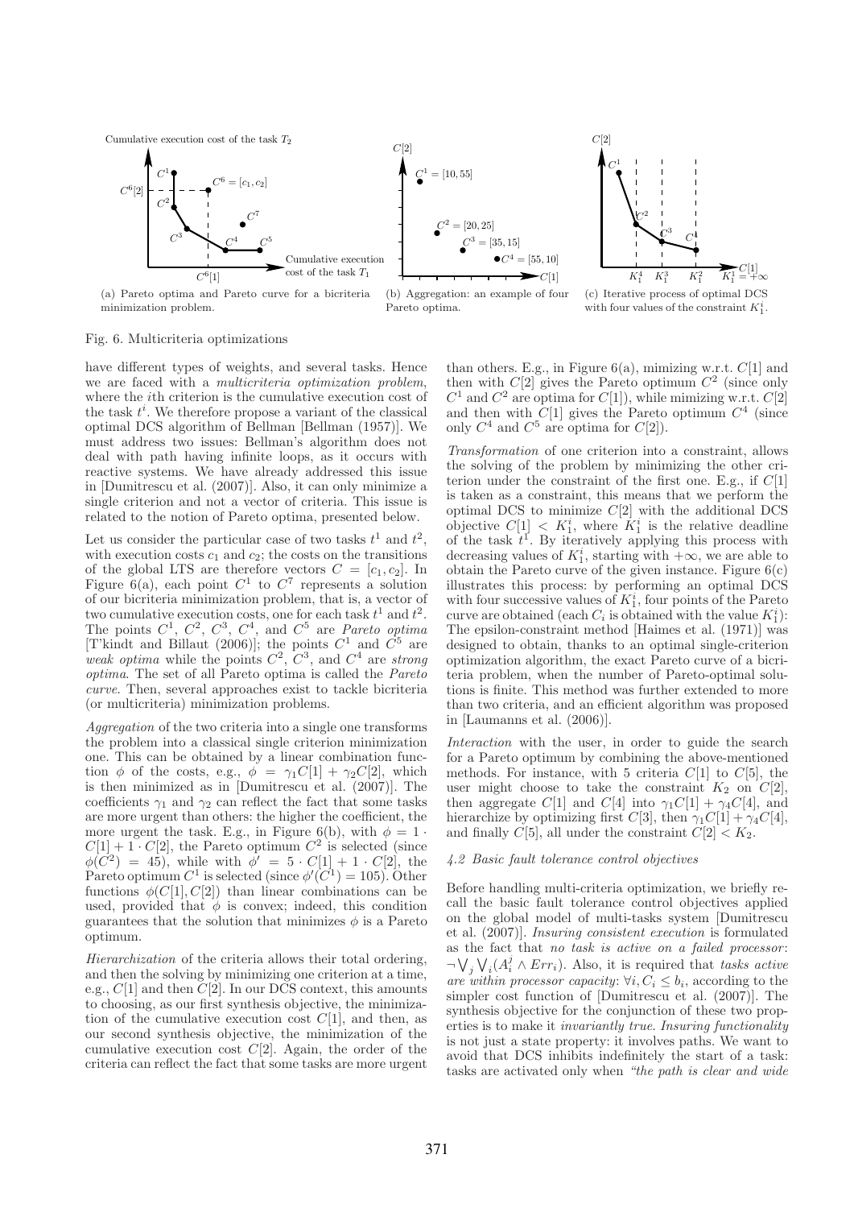(a) Pareto optima and Pareto curve for a bicriteria minimization problem.

(b) Aggregation: an example of four Pareto optima.

(c) Iterative process of optimal DCS with four values of the constraint $K_1^i$.

Fig. 6. Multicriteria optimizations

have different types of weights, and several tasks. Hence we are faced with a *multicriteria optimization problem*, where the $i$th criterion is the cumulative execution cost of the task $t^i$. We therefore propose a variant of the classical optimal DCS algorithm of Bellman [Bellman (1957)]. We must address two issues: Bellman's algorithm does not deal with path having infinite loops, as it occurs with reactive systems. We have already addressed this issue in [Dumitrescu et al. (2007)]. Also, it can only minimize a single criterion and not a vector of criteria. This issue is related to the notion of Pareto optima, presented below.

Let us consider the particular case of two tasks $t^1$ and $t^2$, with execution costs $c_1$ and $c_2$; the costs on the transitions of the global LTS are therefore vectors $C = [c_1, c_2]$. In Figure 6(a), each point $C^1$ to $C^7$ represents a solution of our bicriteria minimization problem, that is, a vector of two cumulative execution costs, one for each task $t^1$ and $t^2$. The points $C^1$, $C^2$, $C^3$, $C^4$, and $C^5$ are *Pareto optima* [T'kindt and Billaut (2006)]; the points $C^1$ and $C^5$ are *weak optima* while the points $C^2$, $C^3$, and $C^4$ are *strong optima*. The set of all Pareto optima is called the *Pareto curve*. Then, several approaches exist to tackle bicriteria (or multicriteria) minimization problems.

*Aggregation* of the two criteria into a single one transforms the problem into a classical single criterion minimization one. This can be obtained by a linear combination function $\phi$ of the costs, e.g., $\phi = \gamma_1 C[1] + \gamma_2 C[2]$, which is then minimized as in [Dumitrescu et al. (2007)]. The coefficients $\gamma_1$ and $\gamma_2$ can reflect the fact that some tasks are more urgent than others: the higher the coefficient, the more urgent the task. E.g., in Figure 6(b), with $\phi = 1 \cdot C[1] + 1 \cdot C[2]$, the Pareto optimum $C^2$ is selected (since $\phi(C^2) = 45$), while with $\phi' = 5 \cdot C[1] + 1 \cdot C[2]$, the Pareto optimum $C^1$ is selected (since $\phi'(C^1) = 105$). Other functions $\phi(C[1], C[2])$ than linear combinations can be used, provided that $\phi$ is convex; indeed, this condition guarantees that the solution that minimizes $\phi$ is a Pareto optimum.

*Hierarchization* of the criteria allows their total ordering, and then the solving by minimizing one criterion at a time, e.g., $C[1]$ and then $C[2]$. In our DCS context, this amounts to choosing, as our first synthesis objective, the minimization of the cumulative execution cost $C[1]$, and then, as our second synthesis objective, the minimization of the cumulative execution cost $C[2]$. Again, the order of the criteria can reflect the fact that some tasks are more urgent than others. E.g., in Figure 6(a), mimizing w.r.t. $C[1]$ and then with $C[2]$ gives the Pareto optimum $C^2$ (since only $C^1$ and $C^2$ are optima for $C[1]$), while mimizing w.r.t. $C[2]$ and then with $C[1]$ gives the Pareto optimum $C^4$ (since only $C^4$ and $C^5$ are optima for $C[2]$).

*Transformation* of one criterion into a constraint, allows the solving of the problem by minimizing the other criterion under the constraint of the first one. E.g., if $C[1]$ is taken as a constraint, this means that we perform the optimal DCS to minimize $C[2]$ with the additional DCS objective $C[1] < K_1^i$, where $K_1^i$ is the relative deadline of the task $t^1$. By iteratively applying this process with decreasing values of $K_1^i$, starting with $+\infty$, we are able to obtain the Pareto curve of the given instance. Figure 6(c) illustrates this process: by performing an optimal DCS with four successive values of $K_1^i$, four points of the Pareto curve are obtained (each $C_i$ is obtained with the value $K_1^i$): The epsilon-constraint method [Haimes et al. (1971)] was designed to obtain, thanks to an optimal single-criterion optimization algorithm, the exact Pareto curve of a bicriteria problem, when the number of Pareto-optimal solutions is finite. This method was further extended to more than two criteria, and an efficient algorithm was proposed in [Laumanns et al. (2006)].

*Interaction* with the user, in order to guide the search for a Pareto optimum by combining the above-mentioned methods. For instance, with 5 criteria $C[1]$ to $C[5]$, the user might choose to take the constraint $K_2$ on $C[2]$, then aggregate $C[1]$ and $C[4]$ into $\gamma_1 C[1] + \gamma_4 C[4]$, and hierarchize by optimizing first $C[3]$, then $\gamma_1 C[1] + \gamma_4 C[4]$, and finally $C[5]$, all under the constraint $C[2] < K_2$.

### 4.2 Basic fault tolerance control objectives

Before handling multi-criteria optimization, we briefly recall the basic fault tolerance control objectives applied on the global model of multi-tasks system [Dumitrescu et al. (2007)]. *Insuring consistent execution* is formulated as the fact that *no task is active on a failed processor*: $\neg \bigvee_j \bigvee_i (A_i^j \wedge Err_i)$. Also, it is required that *tasks active are within processor capacity*: $\forall i, C_i \leq b_i$, according to the simpler cost function of [Dumitrescu et al. (2007)]. The synthesis objective for the conjunction of these two properties is to make it *invariantly true*. *Insuring functionality* is not just a state property: it involves paths. We want to avoid that DCS inhibits indefinitely the start of a task: tasks are activated only when *"the path is clear and wide*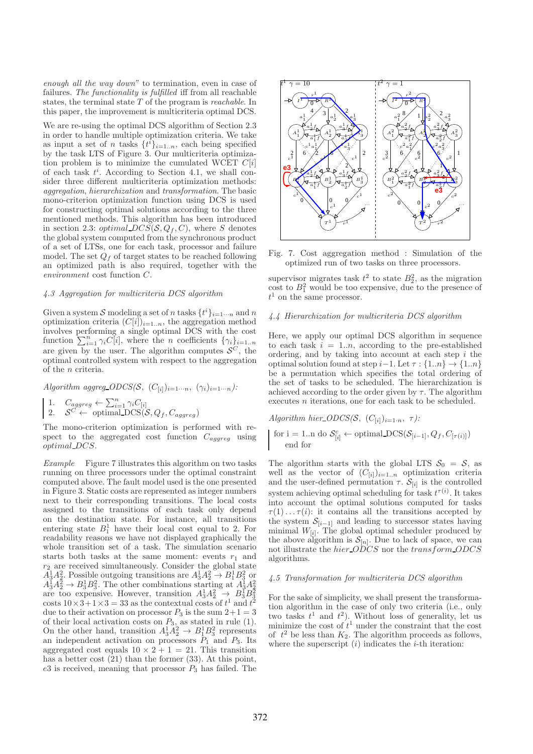*enough all the way down*" to termination, even in case of failures. *The functionality is fulfilled* iff from all reachable states, the terminal state $T$ of the program is *reachable*. In this paper, the improvement is multicriteria optimal DCS.

We are re-using the optimal DCS algorithm of Section 2.3 in order to handle multiple optimization criteria. We take as input a set of $n$ tasks $\{t^i\}_{i=1..n}$, each being specified by the task LTS of Figure 3. Our multicriteria optimization problem is to minimize the cumulated WCET $C[i]$ of each task $t^i$. According to Section 4.1, we shall consider three different multicriteria optimization methods: *aggregation*, *hierarchization* and *transformation*. The basic mono-criterion optimization function using DCS is used for constructing optimal solutions according to the three mentioned methods. This algorithm has been introduced in section 2.3: *optimal_DCS*$(\mathcal{S}, Q_f, C)$, where $S$ denotes the global system computed from the synchronous product of a set of LTSs, one for each task, processor and failure model. The set $Q_f$ of target states to be reached following an optimized path is also required, together with the *environment* cost function $C$.

### 4.3 Aggregation for multicriteria DCS algorithm

Given a system $\mathcal{S}$ modeling a set of $n$ tasks $\{t^i\}_{i=1\cdots n}$ and $n$ optimization criteria $(C[i])_{i=1..n}$, the aggregation method involves performing a single optimal DCS with the cost function $\sum_{i=1}^{n} \gamma_i C[i]$, where the $n$ coefficients $\{\gamma_i\}_{i=1..n}$ are given by the user. The algorithm computes $\mathcal{S}^C$, the optimal controlled system with respect to the aggregation of the $n$ criteria.

*Algorithm aggreg_ODCS*$(\mathcal{S},\ (C_{[i]})_{i=1\cdots n},\ (\gamma_i)_{i=1\cdots n})$:

1. $C_{aggreg} \leftarrow \sum_{i=1}^{n} \gamma_i C_{[i]}$
2. $\mathcal{S}^C \leftarrow$ optimal_DCS$(\mathcal{S}, Q_f, C_{aggreg})$

The mono-criterion optimization is performed with respect to the aggregated cost function $C_{aggreg}$ using *optimal_DCS*.

*Example* Figure 7 illustrates this algorithm on two tasks running on three processors under the optimal constraint computed above. The fault model used is the one presented in Figure 3. Static costs are represented as integer numbers next to their corresponding transitions. The local costs assigned to the transitions of each task only depend on the destination state. For instance, all transitions entering state $B_1^1$ have their local cost equal to 2. For readability reasons we have not displayed graphically the whole transition set of a task. The simulation scenario starts both tasks at the same moment: events $r_1$ and $r_2$ are received simultaneously. Consider the global state $A_3^1A_2^2$. Possible outgoing transitions are $A_3^1A_2^2 \rightarrow B_1^1B_3^2$ or $A_3^1A_2^2 \rightarrow B_3^1B_3^2$. The other combinations starting at $A_3^1A_2^2$ are too expensive. However, transition $A_3^1A_2^2 \rightarrow B_3^1B_3^2$ costs $10\times3+1\times3 = 33$ as the contextual costs of $t^1$ and $t^2$ due to their activation on processor $P_3$ is the sum $2+1 = 3$ of their local activation costs on $P_3$, as stated in rule (1). On the other hand, transition $A_3^1A_2^2 \rightarrow B_1^1B_3^2$ represents an independent activation on processors $P_1$ and $P_3$. Its aggregated cost equals $10 \times 2 + 1 = 21$. This transition has a better cost (21) than the former (33). At this point, $e3$ is received, meaning that processor $P_3$ has failed. The supervisor migrates task $t^2$ to state $B_2^2$, as the migration cost to $B_1^2$ would be too expensive, due to the presence of $t^1$ on the same processor.

Fig. 7. Cost aggregation method : Simulation of the optimized run of two tasks on three processors.

### 4.4 Hierarchization for multicriteria DCS algorithm

Here, we apply our optimal DCS algorithm in sequence to each task $i = 1..n$, according to the pre-established ordering, and by taking into account at each step $i$ the optimal solution found at step $i-1$. Let $\tau : \{1..n\} \rightarrow \{1..n\}$ be a permutation which specifies the total ordering of the set of tasks to be scheduled. The hierarchization is achieved according to the order given by $\tau$. The algorithm executes $n$ iterations, one for each task to be scheduled.

*Algorithm hier_ODCS*$(\mathcal{S},\ (C_{[i]})_{i=1\cdot n},\ \tau)$:

for i = 1..n do $\mathcal{S}^c_{[i]} \leftarrow$ optimal_DCS$(\mathcal{S}_{[i-1]}, Q_f, C_{[\tau(i)]})$
end for

The algorithm starts with the global LTS $\mathcal{S}_0 = \mathcal{S}$, as well as the vector of $(C_{[i]})_{i=1..n}$ optimization criteria and the user-defined permutation $\tau$. $\mathcal{S}_{[i]}$ is the controlled system achieving optimal scheduling for task $t^{\tau(i)}$. It takes into account the optimal solutions computed for tasks $\tau(1)\ldots\tau(i)$: it contains all the transitions accepted by the system $\mathcal{S}_{[i-1]}$ and leading to successor states having minimal $W_{[i]}$. The global optimal scheduler produced by the above algorithm is $\mathcal{S}_{[n]}$. Due to lack of space, we can not illustrate the *hier_ODCS* nor the *transform_ODCS* algorithms.

### 4.5 Transformation for multicriteria DCS algorithm

For the sake of simplicity, we shall present the transformation algorithm in the case of only two criteria (i.e., only two tasks $t^1$ and $t^2$). Without loss of generality, let us minimize the cost of $t^1$ under the constraint that the cost of $t^2$ be less than $K_2$. The algorithm proceeds as follows, where the superscript $(i)$ indicates the $i$-th iteration: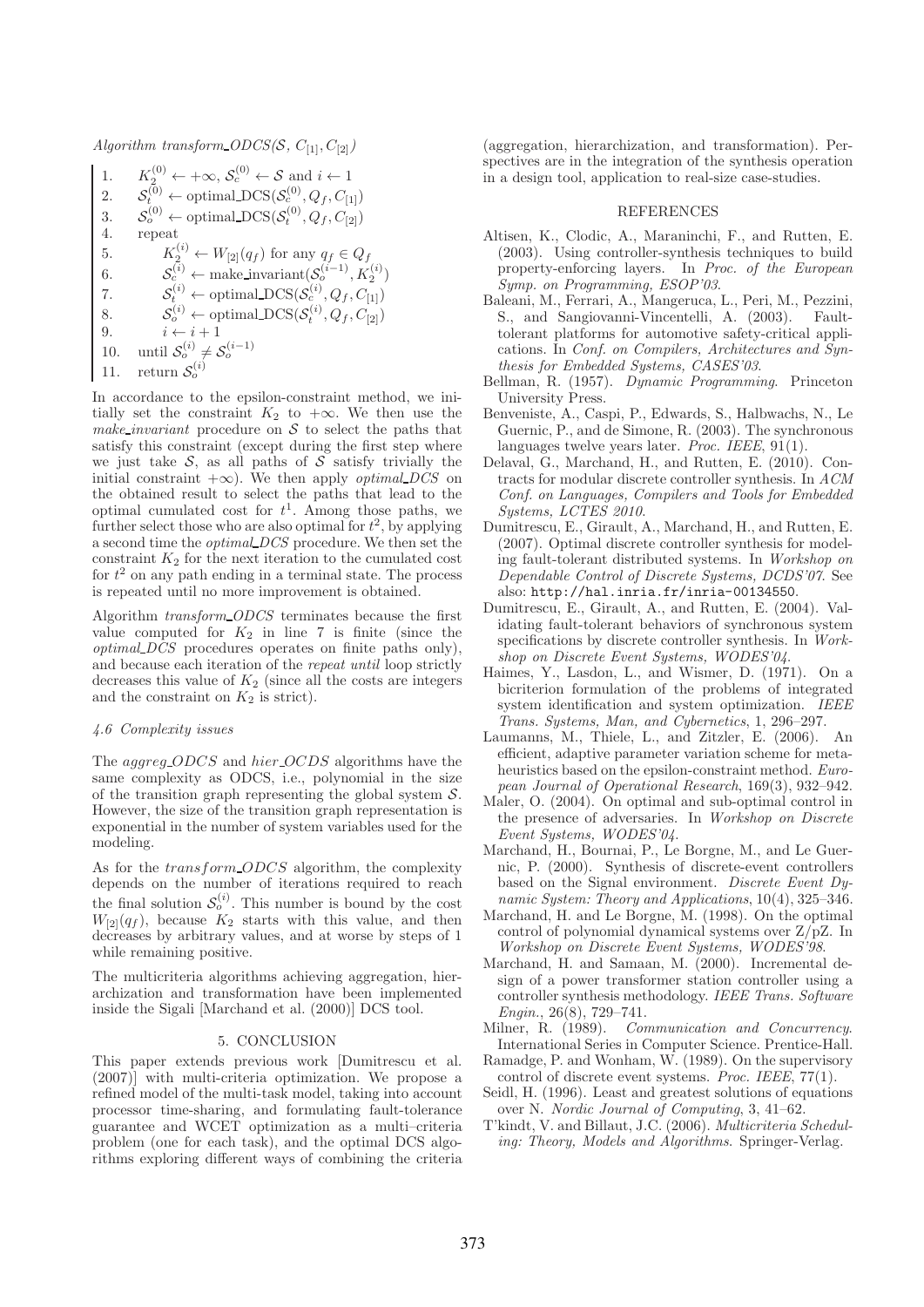*Algorithm transform_ODCS($\mathcal{S}$, $C_{[1]}, C_{[2]}$)*

1. $K_2^{(0)} \leftarrow +\infty$, $\mathcal{S}_c^{(0)} \leftarrow \mathcal{S}$ and $i \leftarrow 1$
2. $\mathcal{S}_t^{(0)} \leftarrow$ optimal_DCS$(\mathcal{S}_c^{(0)}, Q_f, C_{[1]})$
3. $\mathcal{S}_o^{(0)} \leftarrow$ optimal_DCS$(\mathcal{S}_t^{(0)}, Q_f, C_{[2]})$
4. repeat
5. $\quad K_2^{(i)} \leftarrow W_{[2]}(q_f)$ for any $q_f \in Q_f$
6. $\quad \mathcal{S}_c^{(i)} \leftarrow$ make_invariant$(\mathcal{S}_o^{(i-1)}, K_2^{(i)})$
7. $\quad \mathcal{S}_t^{(i)} \leftarrow$ optimal_DCS$(\mathcal{S}_c^{(i)}, Q_f, C_{[1]})$
8. $\quad \mathcal{S}_o^{(i)} \leftarrow$ optimal_DCS$(\mathcal{S}_t^{(i)}, Q_f, C_{[2]})$
9. $\quad i \leftarrow i + 1$
10. until $\mathcal{S}_o^{(i)} \neq \mathcal{S}_o^{(i-1)}$
11. return $\mathcal{S}_o^{(i)}$

In accordance to the epsilon-constraint method, we initially set the constraint $K_2$ to $+\infty$. We then use the *make_invariant* procedure on $\mathcal{S}$ to select the paths that satisfy this constraint (except during the first step where we just take $\mathcal{S}$, as all paths of $\mathcal{S}$ satisfy trivially the initial constraint $+\infty$). We then apply *optimal_DCS* on the obtained result to select the paths that lead to the optimal cumulated cost for $t^1$. Among those paths, we further select those who are also optimal for $t^2$, by applying a second time the *optimal_DCS* procedure. We then set the constraint $K_2$ for the next iteration to the cumulated cost for $t^2$ on any path ending in a terminal state. The process is repeated until no more improvement is obtained.

Algorithm *transform_ODCS* terminates because the first value computed for $K_2$ in line 7 is finite (since the *optimal_DCS* procedures operates on finite paths only), and because each iteration of the *repeat until* loop strictly decreases this value of $K_2$ (since all the costs are integers and the constraint on $K_2$ is strict).

### 4.6 Complexity issues

The *aggreg_ODCS* and *hier_OCDS* algorithms have the same complexity as ODCS, i.e., polynomial in the size of the transition graph representing the global system $\mathcal{S}$. However, the size of the transition graph representation is exponential in the number of system variables used for the modeling.

As for the *transform_ODCS* algorithm, the complexity depends on the number of iterations required to reach the final solution $\mathcal{S}_o^{(i)}$. This number is bound by the cost $W_{[2]}(q_f)$, because $K_2$ starts with this value, and then decreases by arbitrary values, and at worse by steps of 1 while remaining positive.

The multicriteria algorithms achieving aggregation, hierarchization and transformation have been implemented inside the Sigali [Marchand et al. (2000)] DCS tool.

## 5. CONCLUSION

This paper extends previous work [Dumitrescu et al. (2007)] with multi-criteria optimization. We propose a refined model of the multi-task model, taking into account processor time-sharing, and formulating fault-tolerance guarantee and WCET optimization as a multi–criteria problem (one for each task), and the optimal DCS algorithms exploring different ways of combining the criteria (aggregation, hierarchization, and transformation). Perspectives are in the integration of the synthesis operation in a design tool, application to real-size case-studies.

## REFERENCES

Altisen, K., Clodic, A., Maraninchi, F., and Rutten, E. (2003). Using controller-synthesis techniques to build property-enforcing layers. In *Proc. of the European Symp. on Programming, ESOP'03*.

Baleani, M., Ferrari, A., Mangeruca, L., Peri, M., Pezzini, S., and Sangiovanni-Vincentelli, A. (2003). Fault-tolerant platforms for automotive safety-critical applications. In *Conf. on Compilers, Architectures and Synthesis for Embedded Systems, CASES'03*.

Bellman, R. (1957). *Dynamic Programming*. Princeton University Press.

Benveniste, A., Caspi, P., Edwards, S., Halbwachs, N., Le Guernic, P., and de Simone, R. (2003). The synchronous languages twelve years later. *Proc. IEEE*, 91(1).

Delaval, G., Marchand, H., and Rutten, E. (2010). Contracts for modular discrete controller synthesis. In *ACM Conf. on Languages, Compilers and Tools for Embedded Systems, LCTES 2010*.

Dumitrescu, E., Girault, A., Marchand, H., and Rutten, E. (2007). Optimal discrete controller synthesis for modeling fault-tolerant distributed systems. In *Workshop on Dependable Control of Discrete Systems, DCDS'07*. See also: http://hal.inria.fr/inria-00134550.

Dumitrescu, E., Girault, A., and Rutten, E. (2004). Validating fault-tolerant behaviors of synchronous system specifications by discrete controller synthesis. In *Workshop on Discrete Event Systems, WODES'04*.

Haimes, Y., Lasdon, L., and Wismer, D. (1971). On a bicriterion formulation of the problems of integrated system identification and system optimization. *IEEE Trans. Systems, Man, and Cybernetics*, 1, 296–297.

Laumanns, M., Thiele, L., and Zitzler, E. (2006). An efficient, adaptive parameter variation scheme for metaheuristics based on the epsilon-constraint method. *European Journal of Operational Research*, 169(3), 932–942.

Maler, O. (2004). On optimal and sub-optimal control in the presence of adversaries. In *Workshop on Discrete Event Systems, WODES'04*.

Marchand, H., Bournai, P., Le Borgne, M., and Le Guernic, P. (2000). Synthesis of discrete-event controllers based on the Signal environment. *Discrete Event Dynamic System: Theory and Applications*, 10(4), 325–346.

Marchand, H. and Le Borgne, M. (1998). On the optimal control of polynomial dynamical systems over Z/pZ. In *Workshop on Discrete Event Systems, WODES'98*.

Marchand, H. and Samaan, M. (2000). Incremental design of a power transformer station controller using a controller synthesis methodology. *IEEE Trans. Software Engin.*, 26(8), 729–741.

Milner, R. (1989). *Communication and Concurrency*. International Series in Computer Science. Prentice-Hall.

Ramadge, P. and Wonham, W. (1989). On the supervisory control of discrete event systems. *Proc. IEEE*, 77(1).

Seidl, H. (1996). Least and greatest solutions of equations over N. *Nordic Journal of Computing*, 3, 41–62.

T'kindt, V. and Billaut, J.C. (2006). *Multicriteria Scheduling: Theory, Models and Algorithms*. Springer-Verlag.